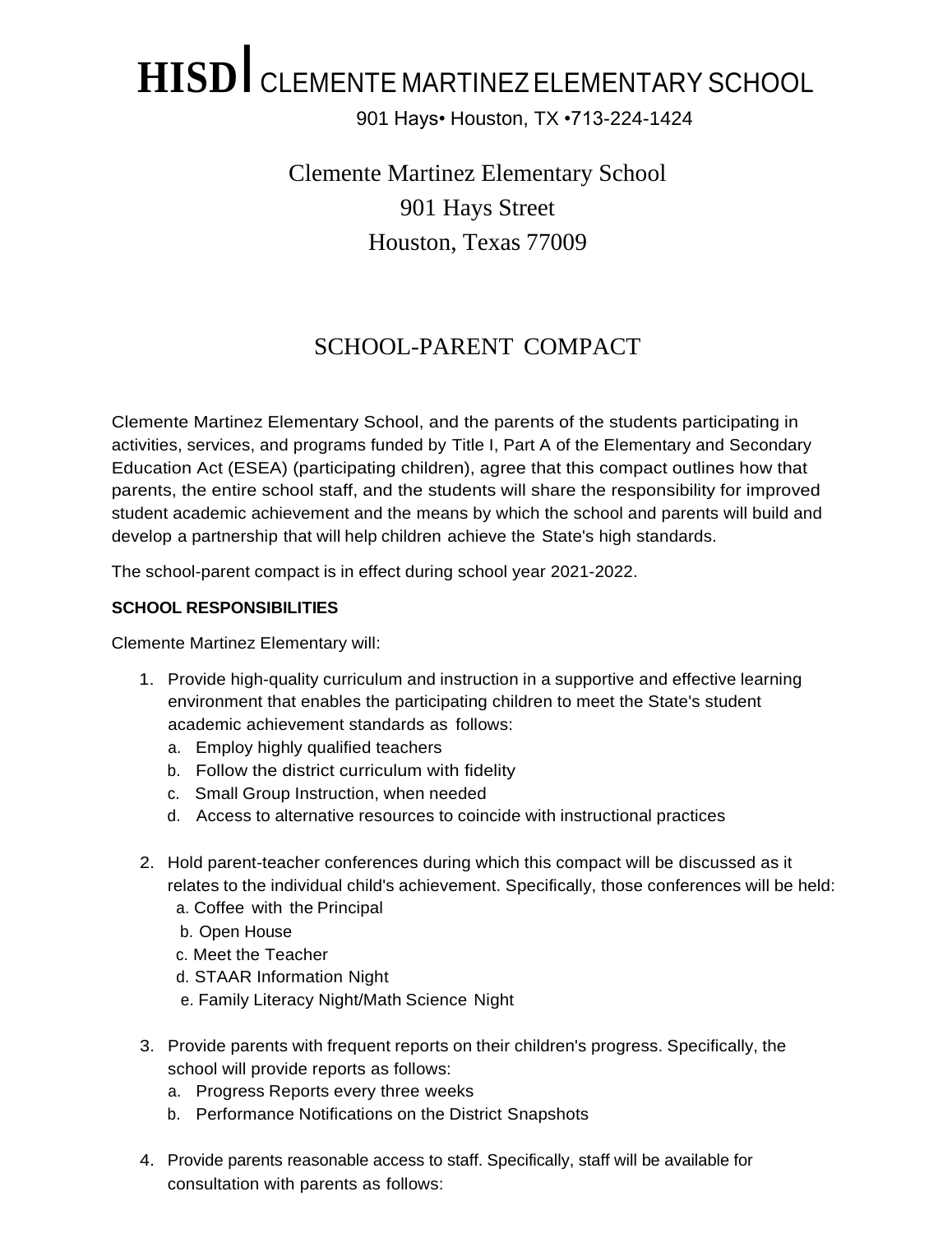# HISD | CLEMENTE MARTINEZ ELEMENTARY SCHOOL

901 Hays• Houston, TX •713-224-1424

Clemente Martinez Elementary School
901 Hays Street
Houston, Texas 77009

## SCHOOL-PARENT COMPACT

Clemente Martinez Elementary School, and the parents of the students participating in activities, services, and programs funded by Title I, Part A of the Elementary and Secondary Education Act (ESEA) (participating children), agree that this compact outlines how that parents, the entire school staff, and the students will share the responsibility for improved student academic achievement and the means by which the school and parents will build and develop a partnership that will help children achieve the State's high standards.

The school-parent compact is in effect during school year 2021-2022.

**SCHOOL RESPONSIBILITIES**

Clemente Martinez Elementary will:

1. Provide high-quality curriculum and instruction in a supportive and effective learning environment that enables the participating children to meet the State's student academic achievement standards as follows:
   a. Employ highly qualified teachers
   b. Follow the district curriculum with fidelity
   c. Small Group Instruction, when needed
   d. Access to alternative resources to coincide with instructional practices

2. Hold parent-teacher conferences during which this compact will be discussed as it relates to the individual child's achievement. Specifically, those conferences will be held:
   a. Coffee with the Principal
   b. Open House
   c. Meet the Teacher
   d. STAAR Information Night
   e. Family Literacy Night/Math Science Night

3. Provide parents with frequent reports on their children's progress. Specifically, the school will provide reports as follows:
   a. Progress Reports every three weeks
   b. Performance Notifications on the District Snapshots

4. Provide parents reasonable access to staff. Specifically, staff will be available for consultation with parents as follows: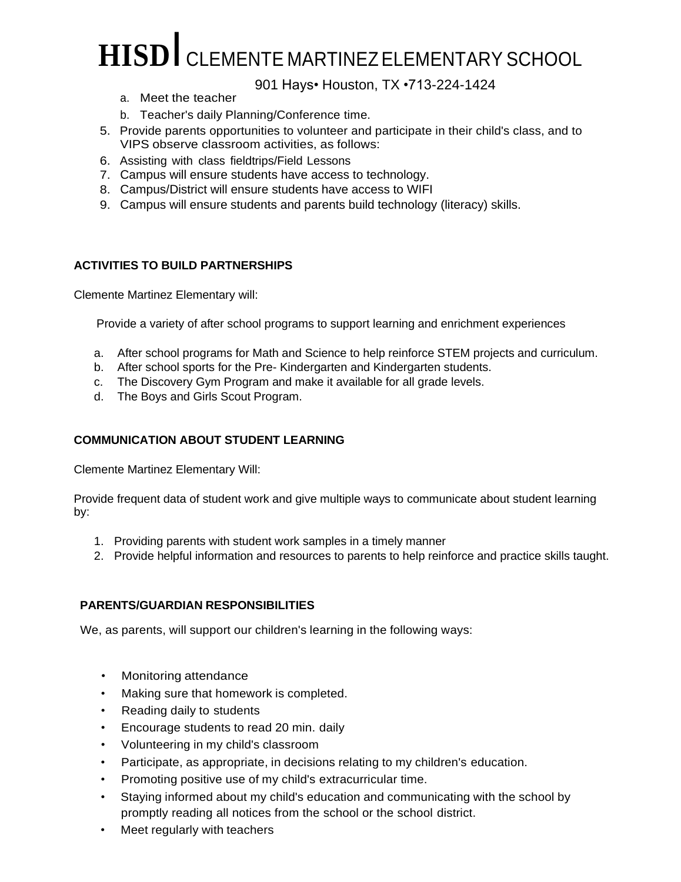# HISD | CLEMENTE MARTINEZ ELEMENTARY SCHOOL

901 Hays• Houston, TX •713-224-1424

   a. Meet the teacher
   b. Teacher's daily Planning/Conference time.

5. Provide parents opportunities to volunteer and participate in their child's class, and to VIPS observe classroom activities, as follows:
6. Assisting with class fieldtrips/Field Lessons
7. Campus will ensure students have access to technology.
8. Campus/District will ensure students have access to WIFI
9. Campus will ensure students and parents build technology (literacy) skills.

**ACTIVITIES TO BUILD PARTNERSHIPS**

Clemente Martinez Elementary will:

Provide a variety of after school programs to support learning and enrichment experiences

a. After school programs for Math and Science to help reinforce STEM projects and curriculum.
b. After school sports for the Pre- Kindergarten and Kindergarten students.
c. The Discovery Gym Program and make it available for all grade levels.
d. The Boys and Girls Scout Program.

**COMMUNICATION ABOUT STUDENT LEARNING**

Clemente Martinez Elementary Will:

Provide frequent data of student work and give multiple ways to communicate about student learning by:

1. Providing parents with student work samples in a timely manner
2. Provide helpful information and resources to parents to help reinforce and practice skills taught.

**PARENTS/GUARDIAN RESPONSIBILITIES**

We, as parents, will support our children's learning in the following ways:

- Monitoring attendance
- Making sure that homework is completed.
- Reading daily to students
- Encourage students to read 20 min. daily
- Volunteering in my child's classroom
- Participate, as appropriate, in decisions relating to my children's education.
- Promoting positive use of my child's extracurricular time.
- Staying informed about my child's education and communicating with the school by promptly reading all notices from the school or the school district.
- Meet regularly with teachers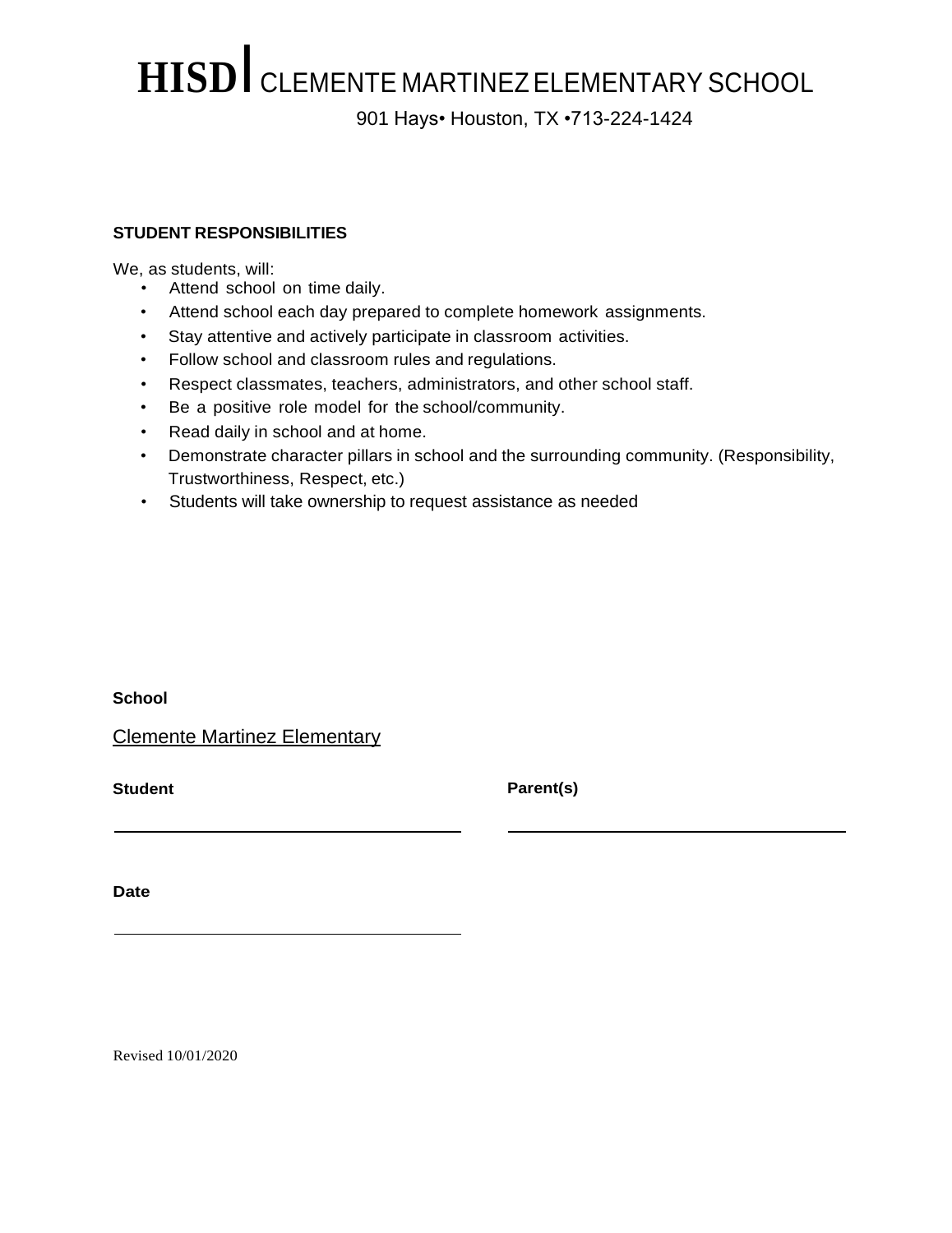# HISD | CLEMENTE MARTINEZ ELEMENTARY SCHOOL

901 Hays• Houston, TX •713-224-1424

**STUDENT RESPONSIBILITIES**

We, as students, will:

- Attend school on time daily.
- Attend school each day prepared to complete homework assignments.
- Stay attentive and actively participate in classroom activities.
- Follow school and classroom rules and regulations.
- Respect classmates, teachers, administrators, and other school staff.
- Be a positive role model for the school/community.
- Read daily in school and at home.
- Demonstrate character pillars in school and the surrounding community. (Responsibility, Trustworthiness, Respect, etc.)
- Students will take ownership to request assistance as needed

**School**

Clemente Martinez Elementary

**Student** ______________________________

**Parent(s)** ______________________________

**Date** ______________________________

Revised 10/01/2020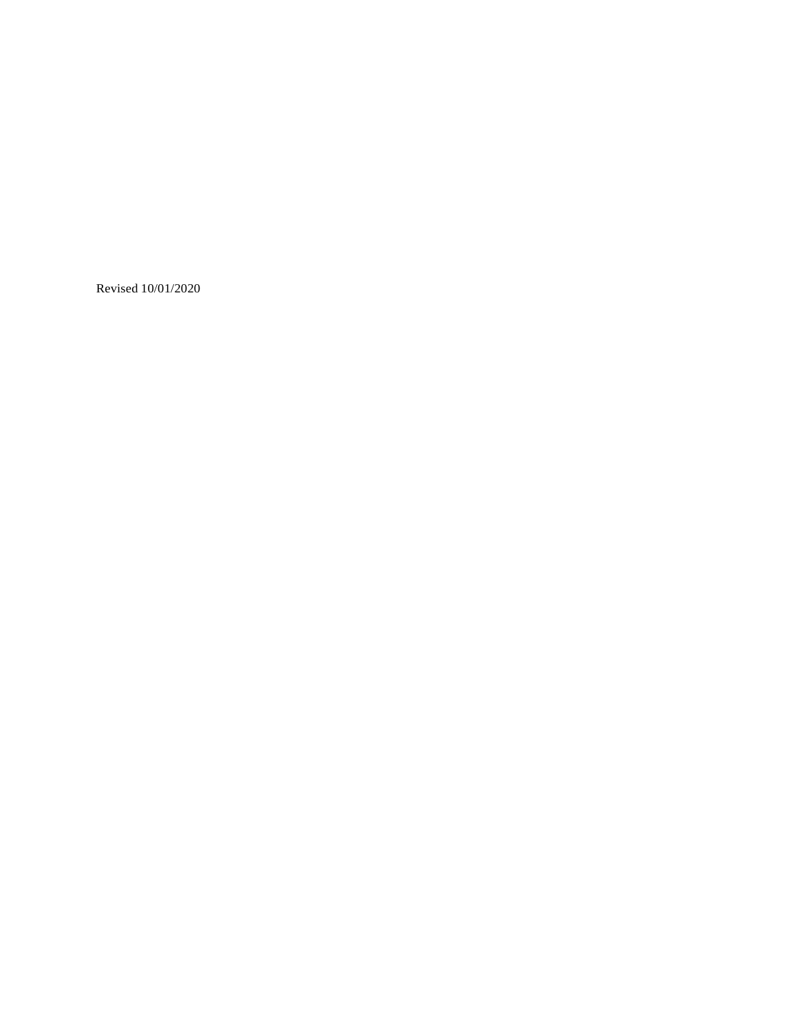Revised 10/01/2020